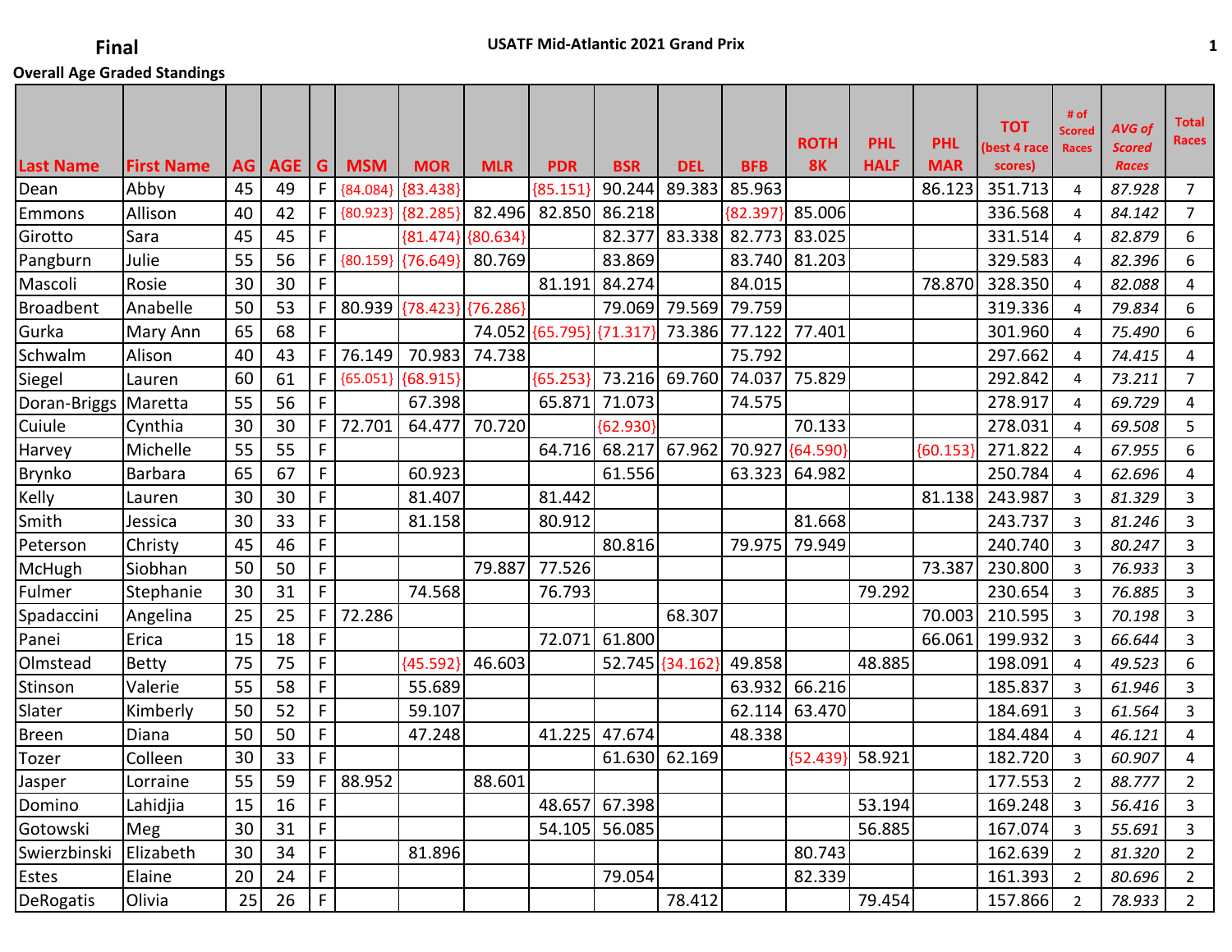**Final**

**USATF Mid-Atlantic 2021 Grand Prix**

**Overall Age Graded Standings**

| Last Name | First Name | AG | AGE | G | MSM | MOR | MLR | PDR | BSR | DEL | BFB | ROTH 8K | PHL HALF | PHL MAR | TOT (best 4 race scores) | # of Scored Races | AVG of Scored Races | Total Races |
|---|---|---|---|---|---|---|---|---|---|---|---|---|---|---|---|---|---|---|
| Dean | Abby | 45 | 49 | F | {84.084} | {83.438} | | {85.151} | 90.244 | 89.383 | 85.963 | | | 86.123 | 351.713 | 4 | 87.928 | 7 |
| Emmons | Allison | 40 | 42 | F | {80.923} | {82.285} | 82.496 | 82.850 | 86.218 | | {82.397} | 85.006 | | | 336.568 | 4 | 84.142 | 7 |
| Girotto | Sara | 45 | 45 | F | | {81.474} | {80.634} | | 82.377 | 83.338 | 82.773 | 83.025 | | | 331.514 | 4 | 82.879 | 6 |
| Pangburn | Julie | 55 | 56 | F | {80.159} | {76.649} | 80.769 | | 83.869 | | 83.740 | 81.203 | | | 329.583 | 4 | 82.396 | 6 |
| Mascoli | Rosie | 30 | 30 | F | | | | 81.191 | 84.274 | | 84.015 | | | 78.870 | 328.350 | 4 | 82.088 | 4 |
| Broadbent | Anabelle | 50 | 53 | F | 80.939 | {78.423} | {76.286} | | 79.069 | 79.569 | 79.759 | | | | 319.336 | 4 | 79.834 | 6 |
| Gurka | Mary Ann | 65 | 68 | F | | | 74.052 | {65.795} | {71.317} | 73.386 | 77.122 | 77.401 | | | 301.960 | 4 | 75.490 | 6 |
| Schwalm | Alison | 40 | 43 | F | 76.149 | 70.983 | 74.738 | | | | 75.792 | | | | 297.662 | 4 | 74.415 | 4 |
| Siegel | Lauren | 60 | 61 | F | {65.051} | {68.915} | | {65.253} | 73.216 | 69.760 | 74.037 | 75.829 | | | 292.842 | 4 | 73.211 | 7 |
| Doran-Briggs | Maretta | 55 | 56 | F | | 67.398 | | 65.871 | 71.073 | | 74.575 | | | | 278.917 | 4 | 69.729 | 4 |
| Cuiule | Cynthia | 30 | 30 | F | 72.701 | 64.477 | 70.720 | | {62.930} | | | 70.133 | | | 278.031 | 4 | 69.508 | 5 |
| Harvey | Michelle | 55 | 55 | F | | | | 64.716 | 68.217 | 67.962 | 70.927 | {64.590} | | {60.153} | 271.822 | 4 | 67.955 | 6 |
| Brynko | Barbara | 65 | 67 | F | | 60.923 | | | 61.556 | | 63.323 | 64.982 | | | 250.784 | 4 | 62.696 | 4 |
| Kelly | Lauren | 30 | 30 | F | | 81.407 | | 81.442 | | | | | | 81.138 | 243.987 | 3 | 81.329 | 3 |
| Smith | Jessica | 30 | 33 | F | | 81.158 | | 80.912 | | | | 81.668 | | | 243.737 | 3 | 81.246 | 3 |
| Peterson | Christy | 45 | 46 | F | | | | | 80.816 | | 79.975 | 79.949 | | | 240.740 | 3 | 80.247 | 3 |
| McHugh | Siobhan | 50 | 50 | F | | | 79.887 | 77.526 | | | | | | 73.387 | 230.800 | 3 | 76.933 | 3 |
| Fulmer | Stephanie | 30 | 31 | F | | 74.568 | | 76.793 | | | | | 79.292 | | 230.654 | 3 | 76.885 | 3 |
| Spadaccini | Angelina | 25 | 25 | F | 72.286 | | | | | 68.307 | | | | 70.003 | 210.595 | 3 | 70.198 | 3 |
| Panei | Erica | 15 | 18 | F | | | | 72.071 | 61.800 | | | | | 66.061 | 199.932 | 3 | 66.644 | 3 |
| Olmstead | Betty | 75 | 75 | F | | {45.592} | 46.603 | | 52.745 | {34.162} | 49.858 | | 48.885 | | 198.091 | 4 | 49.523 | 6 |
| Stinson | Valerie | 55 | 58 | F | | 55.689 | | | | | 63.932 | 66.216 | | | 185.837 | 3 | 61.946 | 3 |
| Slater | Kimberly | 50 | 52 | F | | 59.107 | | | | | 62.114 | 63.470 | | | 184.691 | 3 | 61.564 | 3 |
| Breen | Diana | 50 | 50 | F | | 47.248 | | 41.225 | 47.674 | | 48.338 | | | | 184.484 | 4 | 46.121 | 4 |
| Tozer | Colleen | 30 | 33 | F | | | | | 61.630 | 62.169 | | {52.439} | 58.921 | | 182.720 | 3 | 60.907 | 4 |
| Jasper | Lorraine | 55 | 59 | F | 88.952 | | 88.601 | | | | | | | | 177.553 | 2 | 88.777 | 2 |
| Domino | Lahidjia | 15 | 16 | F | | | | 48.657 | 67.398 | | | | 53.194 | | 169.248 | 3 | 56.416 | 3 |
| Gotowski | Meg | 30 | 31 | F | | | | 54.105 | 56.085 | | | | 56.885 | | 167.074 | 3 | 55.691 | 3 |
| Swierzbinski | Elizabeth | 30 | 34 | F | | 81.896 | | | | | | 80.743 | | | 162.639 | 2 | 81.320 | 2 |
| Estes | Elaine | 20 | 24 | F | | | | | 79.054 | | | 82.339 | | | 161.393 | 2 | 80.696 | 2 |
| DeRogatis | Olivia | 25 | 26 | F | | | | | | 78.412 | | | 79.454 | | 157.866 | 2 | 78.933 | 2 |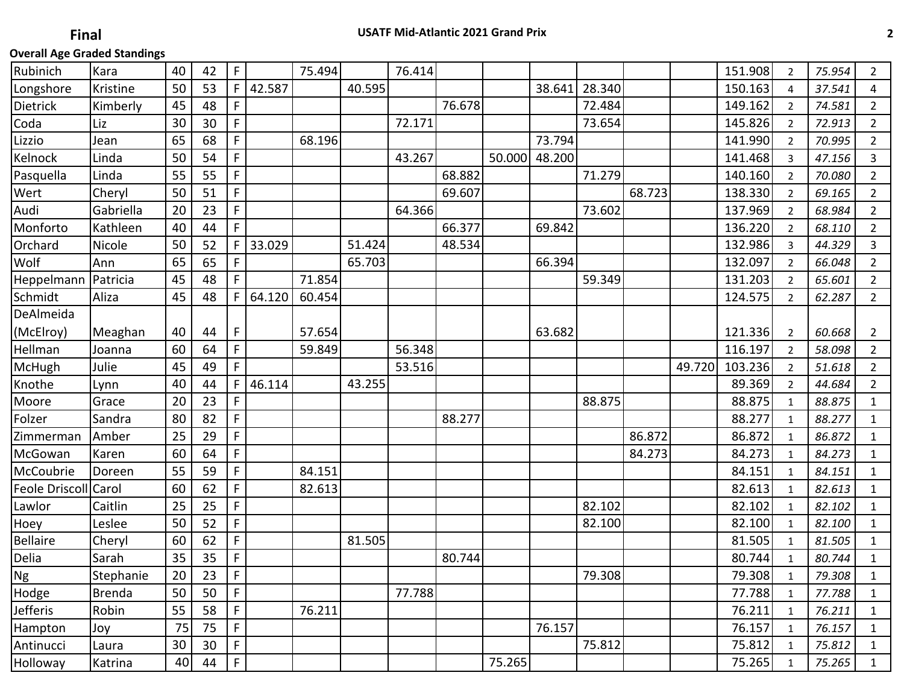**Final**

**USATF Mid-Atlantic 2021 Grand Prix**

**Overall Age Graded Standings**

| | | | | | | | | | | | | | | | | | | |
|---|---|---|---|---|---|---|---|---|---|---|---|---|---|---|---|---|---|---|
| Rubinich | Kara | 40 | 42 | F | | 75.494 | | 76.414 | | | | | | | 151.908 | 2 | *75.954* | 2 |
| Longshore | Kristine | 50 | 53 | F | 42.587 | | 40.595 | | | | 38.641 | 28.340 | | | 150.163 | 4 | *37.541* | 4 |
| Dietrick | Kimberly | 45 | 48 | F | | | | | 76.678 | | | 72.484 | | | 149.162 | 2 | *74.581* | 2 |
| Coda | Liz | 30 | 30 | F | | | | 72.171 | | | | 73.654 | | | 145.826 | 2 | *72.913* | 2 |
| Lizzio | Jean | 65 | 68 | F | | 68.196 | | | | | 73.794 | | | | 141.990 | 2 | *70.995* | 2 |
| Kelnock | Linda | 50 | 54 | F | | | | 43.267 | | 50.000 | 48.200 | | | | 141.468 | 3 | *47.156* | 3 |
| Pasquella | Linda | 55 | 55 | F | | | | | 68.882 | | | 71.279 | | | 140.160 | 2 | *70.080* | 2 |
| Wert | Cheryl | 50 | 51 | F | | | | | 69.607 | | | | 68.723 | | 138.330 | 2 | *69.165* | 2 |
| Audi | Gabriella | 20 | 23 | F | | | | 64.366 | | | | 73.602 | | | 137.969 | 2 | *68.984* | 2 |
| Monforto | Kathleen | 40 | 44 | F | | | | | 66.377 | | 69.842 | | | | 136.220 | 2 | *68.110* | 2 |
| Orchard | Nicole | 50 | 52 | F | 33.029 | | 51.424 | | 48.534 | | | | | | 132.986 | 3 | *44.329* | 3 |
| Wolf | Ann | 65 | 65 | F | | | 65.703 | | | | 66.394 | | | | 132.097 | 2 | *66.048* | 2 |
| Heppelmann | Patricia | 45 | 48 | F | | 71.854 | | | | | | 59.349 | | | 131.203 | 2 | *65.601* | 2 |
| Schmidt | Aliza | 45 | 48 | F | 64.120 | 60.454 | | | | | | | | | 124.575 | 2 | *62.287* | 2 |
| DeAlmeida (McElroy) | Meaghan | 40 | 44 | F | | 57.654 | | | | | 63.682 | | | | 121.336 | 2 | *60.668* | 2 |
| Hellman | Joanna | 60 | 64 | F | | 59.849 | | 56.348 | | | | | | | 116.197 | 2 | *58.098* | 2 |
| McHugh | Julie | 45 | 49 | F | | | | 53.516 | | | | | | 49.720 | 103.236 | 2 | *51.618* | 2 |
| Knothe | Lynn | 40 | 44 | F | 46.114 | | 43.255 | | | | | | | | 89.369 | 2 | *44.684* | 2 |
| Moore | Grace | 20 | 23 | F | | | | | | | | 88.875 | | | 88.875 | 1 | *88.875* | 1 |
| Folzer | Sandra | 80 | 82 | F | | | | | 88.277 | | | | | | 88.277 | 1 | *88.277* | 1 |
| Zimmerman | Amber | 25 | 29 | F | | | | | | | | | 86.872 | | 86.872 | 1 | *86.872* | 1 |
| McGowan | Karen | 60 | 64 | F | | | | | | | | | 84.273 | | 84.273 | 1 | *84.273* | 1 |
| McCoubrie | Doreen | 55 | 59 | F | | 84.151 | | | | | | | | | 84.151 | 1 | *84.151* | 1 |
| Feole Driscoll | Carol | 60 | 62 | F | | 82.613 | | | | | | | | | 82.613 | 1 | *82.613* | 1 |
| Lawlor | Caitlin | 25 | 25 | F | | | | | | | | 82.102 | | | 82.102 | 1 | *82.102* | 1 |
| Hoey | Leslee | 50 | 52 | F | | | | | | | | 82.100 | | | 82.100 | 1 | *82.100* | 1 |
| Bellaire | Cheryl | 60 | 62 | F | | | 81.505 | | | | | | | | 81.505 | 1 | *81.505* | 1 |
| Delia | Sarah | 35 | 35 | F | | | | | 80.744 | | | | | | 80.744 | 1 | *80.744* | 1 |
| Ng | Stephanie | 20 | 23 | F | | | | | | | | 79.308 | | | 79.308 | 1 | *79.308* | 1 |
| Hodge | Brenda | 50 | 50 | F | | | | 77.788 | | | | | | | 77.788 | 1 | *77.788* | 1 |
| Jefferis | Robin | 55 | 58 | F | | 76.211 | | | | | | | | | 76.211 | 1 | *76.211* | 1 |
| Hampton | Joy | 75 | 75 | F | | | | | | | 76.157 | | | | 76.157 | 1 | *76.157* | 1 |
| Antinucci | Laura | 30 | 30 | F | | | | | | | | 75.812 | | | 75.812 | 1 | *75.812* | 1 |
| Holloway | Katrina | 40 | 44 | F | | | | | | 75.265 | | | | | 75.265 | 1 | *75.265* | 1 |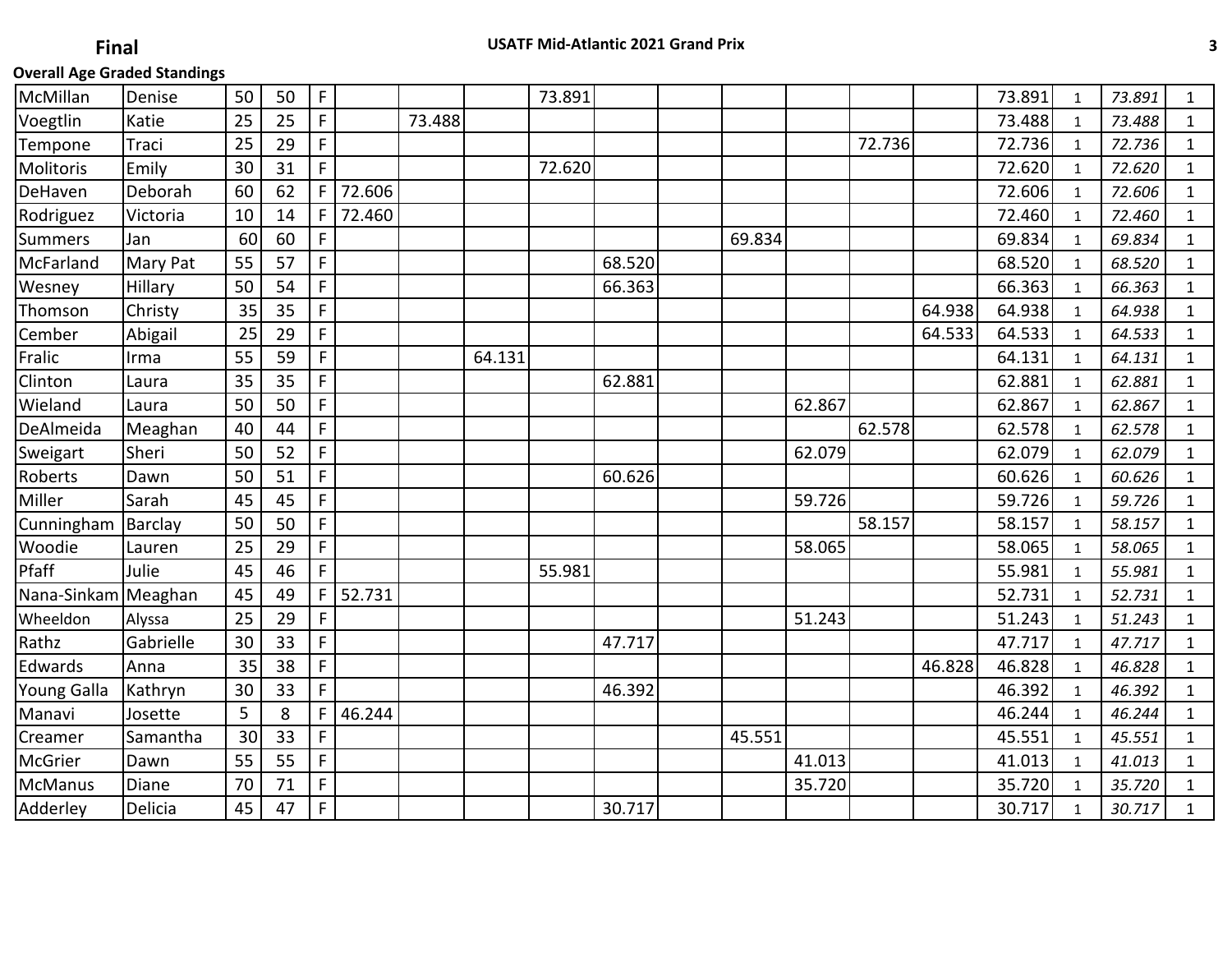**Final**

**USATF Mid-Atlantic 2021 Grand Prix**

**Overall Age Graded Standings**

| | | | | | | | | | | | | | | | | | | |
|---|---|---|---|---|---|---|---|---|---|---|---|---|---|---|---|---|---|---|
| McMillan | Denise | 50 | 50 | F | | | | 73.891 | | | | | | | 73.891 | 1 | *73.891* | 1 |
| Voegtlin | Katie | 25 | 25 | F | | 73.488 | | | | | | | | | 73.488 | 1 | *73.488* | 1 |
| Tempone | Traci | 25 | 29 | F | | | | | | | | | 72.736 | | 72.736 | 1 | *72.736* | 1 |
| Molitoris | Emily | 30 | 31 | F | | | | 72.620 | | | | | | | 72.620 | 1 | *72.620* | 1 |
| DeHaven | Deborah | 60 | 62 | F | 72.606 | | | | | | | | | | 72.606 | 1 | *72.606* | 1 |
| Rodriguez | Victoria | 10 | 14 | F | 72.460 | | | | | | | | | | 72.460 | 1 | *72.460* | 1 |
| Summers | Jan | 60 | 60 | F | | | | | | | 69.834 | | | | 69.834 | 1 | *69.834* | 1 |
| McFarland | Mary Pat | 55 | 57 | F | | | | | 68.520 | | | | | | 68.520 | 1 | *68.520* | 1 |
| Wesney | Hillary | 50 | 54 | F | | | | | 66.363 | | | | | | 66.363 | 1 | *66.363* | 1 |
| Thomson | Christy | 35 | 35 | F | | | | | | | | | | 64.938 | 64.938 | 1 | *64.938* | 1 |
| Cember | Abigail | 25 | 29 | F | | | | | | | | | | 64.533 | 64.533 | 1 | *64.533* | 1 |
| Fralic | Irma | 55 | 59 | F | | | 64.131 | | | | | | | | 64.131 | 1 | *64.131* | 1 |
| Clinton | Laura | 35 | 35 | F | | | | | 62.881 | | | | | | 62.881 | 1 | *62.881* | 1 |
| Wieland | Laura | 50 | 50 | F | | | | | | | | 62.867 | | | 62.867 | 1 | *62.867* | 1 |
| DeAlmeida | Meaghan | 40 | 44 | F | | | | | | | | | 62.578 | | 62.578 | 1 | *62.578* | 1 |
| Sweigart | Sheri | 50 | 52 | F | | | | | | | | 62.079 | | | 62.079 | 1 | *62.079* | 1 |
| Roberts | Dawn | 50 | 51 | F | | | | | 60.626 | | | | | | 60.626 | 1 | *60.626* | 1 |
| Miller | Sarah | 45 | 45 | F | | | | | | | | 59.726 | | | 59.726 | 1 | *59.726* | 1 |
| Cunningham | Barclay | 50 | 50 | F | | | | | | | | | 58.157 | | 58.157 | 1 | *58.157* | 1 |
| Woodie | Lauren | 25 | 29 | F | | | | | | | | 58.065 | | | 58.065 | 1 | *58.065* | 1 |
| Pfaff | Julie | 45 | 46 | F | | | | 55.981 | | | | | | | 55.981 | 1 | *55.981* | 1 |
| Nana-Sinkam | Meaghan | 45 | 49 | F | 52.731 | | | | | | | | | | 52.731 | 1 | *52.731* | 1 |
| Wheeldon | Alyssa | 25 | 29 | F | | | | | | | | 51.243 | | | 51.243 | 1 | *51.243* | 1 |
| Rathz | Gabrielle | 30 | 33 | F | | | | | 47.717 | | | | | | 47.717 | 1 | *47.717* | 1 |
| Edwards | Anna | 35 | 38 | F | | | | | | | | | | 46.828 | 46.828 | 1 | *46.828* | 1 |
| Young Galla | Kathryn | 30 | 33 | F | | | | | 46.392 | | | | | | 46.392 | 1 | *46.392* | 1 |
| Manavi | Josette | 5 | 8 | F | 46.244 | | | | | | | | | | 46.244 | 1 | *46.244* | 1 |
| Creamer | Samantha | 30 | 33 | F | | | | | | | 45.551 | | | | 45.551 | 1 | *45.551* | 1 |
| McGrier | Dawn | 55 | 55 | F | | | | | | | | 41.013 | | | 41.013 | 1 | *41.013* | 1 |
| McManus | Diane | 70 | 71 | F | | | | | | | | 35.720 | | | 35.720 | 1 | *35.720* | 1 |
| Adderley | Delicia | 45 | 47 | F | | | | | 30.717 | | | | | | 30.717 | 1 | *30.717* | 1 |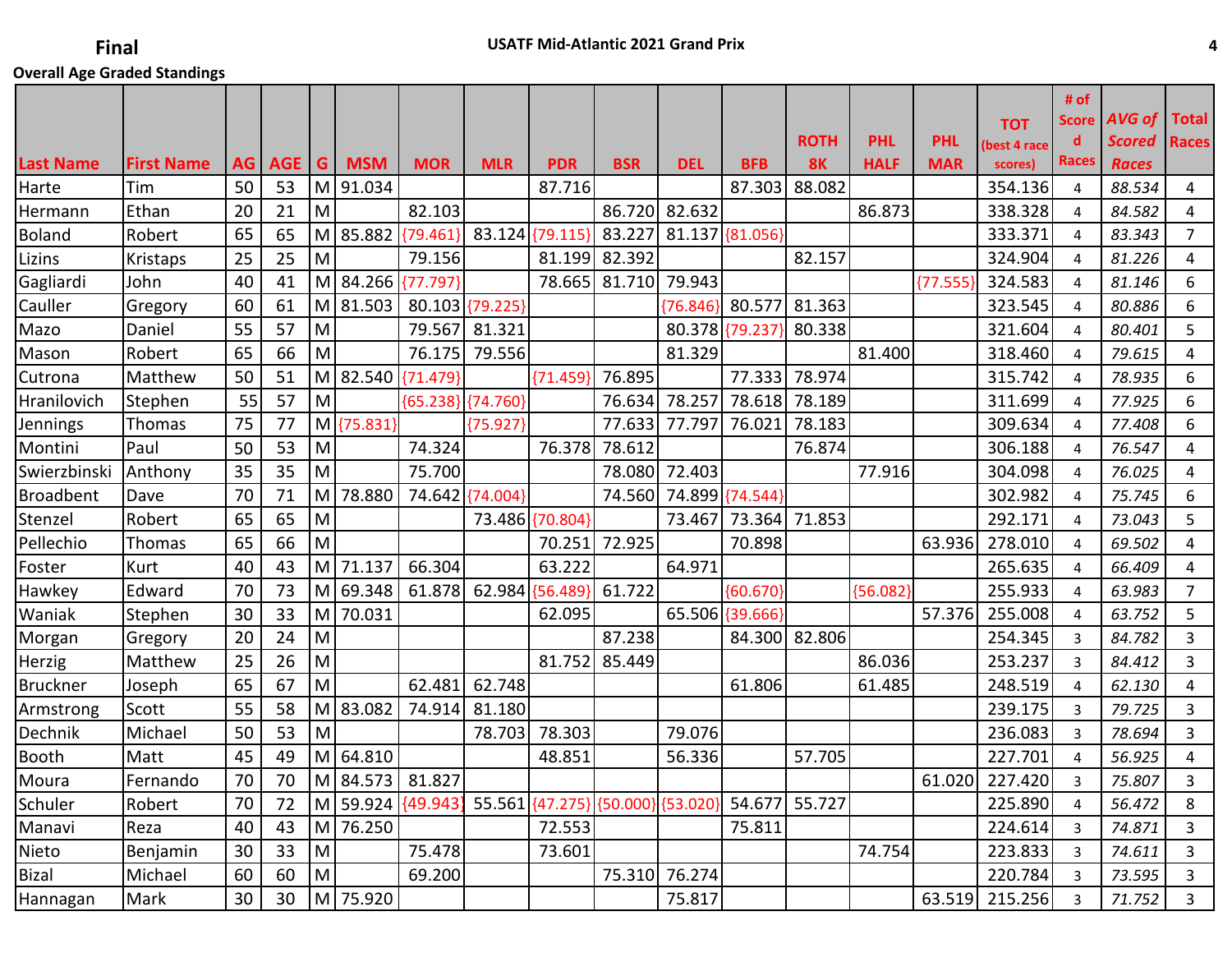**Final**

**USATF Mid-Atlantic 2021 Grand Prix**

**Overall Age Graded Standings**

| Last Name | First Name | AG | AGE | G | MSM | MOR | MLR | PDR | BSR | DEL | BFB | ROTH 8K | PHL HALF | PHL MAR | TOT (best 4 race scores) | # of Scored Races | AVG of Scored Races | Total Races |
|---|---|---|---|---|---|---|---|---|---|---|---|---|---|---|---|---|---|---|
| Harte | Tim | 50 | 53 | M | 91.034 | | | 87.716 | | | 87.303 | 88.082 | | | 354.136 | 4 | *88.534* | 4 |
| Hermann | Ethan | 20 | 21 | M | | 82.103 | | | 86.720 | 82.632 | | | 86.873 | | 338.328 | 4 | *84.582* | 4 |
| Boland | Robert | 65 | 65 | M | 85.882 | {79.461} | 83.124 | {79.115} | 83.227 | 81.137 | {81.056} | | | | 333.371 | 4 | *83.343* | 7 |
| Lizins | Kristaps | 25 | 25 | M | | 79.156 | | 81.199 | 82.392 | | | 82.157 | | | 324.904 | 4 | *81.226* | 4 |
| Gagliardi | John | 40 | 41 | M | 84.266 | {77.797} | | 78.665 | 81.710 | 79.943 | | | | {77.555} | 324.583 | 4 | *81.146* | 6 |
| Cauller | Gregory | 60 | 61 | M | 81.503 | 80.103 | {79.225} | | | {76.846} | 80.577 | 81.363 | | | 323.545 | 4 | *80.886* | 6 |
| Mazo | Daniel | 55 | 57 | M | | 79.567 | 81.321 | | | 80.378 | {79.237} | 80.338 | | | 321.604 | 4 | *80.401* | 5 |
| Mason | Robert | 65 | 66 | M | | 76.175 | 79.556 | | | 81.329 | | | 81.400 | | 318.460 | 4 | *79.615* | 4 |
| Cutrona | Matthew | 50 | 51 | M | 82.540 | {71.479} | | {71.459} | 76.895 | | 77.333 | 78.974 | | | 315.742 | 4 | *78.935* | 6 |
| Hranilovich | Stephen | 55 | 57 | M | | {65.238} | {74.760} | | 76.634 | 78.257 | 78.618 | 78.189 | | | 311.699 | 4 | *77.925* | 6 |
| Jennings | Thomas | 75 | 77 | M | {75.831} | | {75.927} | | 77.633 | 77.797 | 76.021 | 78.183 | | | 309.634 | 4 | *77.408* | 6 |
| Montini | Paul | 50 | 53 | M | | 74.324 | | 76.378 | 78.612 | | | 76.874 | | | 306.188 | 4 | *76.547* | 4 |
| Swierzbinski | Anthony | 35 | 35 | M | | 75.700 | | | 78.080 | 72.403 | | | 77.916 | | 304.098 | 4 | *76.025* | 4 |
| Broadbent | Dave | 70 | 71 | M | 78.880 | 74.642 | {74.004} | | 74.560 | 74.899 | {74.544} | | | | 302.982 | 4 | *75.745* | 6 |
| Stenzel | Robert | 65 | 65 | M | | | 73.486 | {70.804} | | 73.467 | 73.364 | 71.853 | | | 292.171 | 4 | *73.043* | 5 |
| Pellechio | Thomas | 65 | 66 | M | | | | 70.251 | 72.925 | | 70.898 | | | 63.936 | 278.010 | 4 | *69.502* | 4 |
| Foster | Kurt | 40 | 43 | M | 71.137 | 66.304 | | 63.222 | | 64.971 | | | | | 265.635 | 4 | *66.409* | 4 |
| Hawkey | Edward | 70 | 73 | M | 69.348 | 61.878 | 62.984 | {56.489} | 61.722 | | {60.670} | | {56.082} | | 255.933 | 4 | *63.983* | 7 |
| Waniak | Stephen | 30 | 33 | M | 70.031 | | | 62.095 | | 65.506 | {39.666} | | | 57.376 | 255.008 | 4 | *63.752* | 5 |
| Morgan | Gregory | 20 | 24 | M | | | | | 87.238 | | 84.300 | 82.806 | | | 254.345 | 3 | *84.782* | 3 |
| Herzig | Matthew | 25 | 26 | M | | | | 81.752 | 85.449 | | | | 86.036 | | 253.237 | 3 | *84.412* | 3 |
| Bruckner | Joseph | 65 | 67 | M | | 62.481 | 62.748 | | | | 61.806 | | 61.485 | | 248.519 | 4 | *62.130* | 4 |
| Armstrong | Scott | 55 | 58 | M | 83.082 | 74.914 | 81.180 | | | | | | | | 239.175 | 3 | *79.725* | 3 |
| Dechnik | Michael | 50 | 53 | M | | | 78.703 | 78.303 | | 79.076 | | | | | 236.083 | 3 | *78.694* | 3 |
| Booth | Matt | 45 | 49 | M | 64.810 | | | 48.851 | | 56.336 | | 57.705 | | | 227.701 | 4 | *56.925* | 4 |
| Moura | Fernando | 70 | 70 | M | 84.573 | 81.827 | | | | | | | | 61.020 | 227.420 | 3 | *75.807* | 3 |
| Schuler | Robert | 70 | 72 | M | 59.924 | {49.943} | 55.561 | {47.275} | {50.000} | {53.020} | 54.677 | 55.727 | | | 225.890 | 4 | *56.472* | 8 |
| Manavi | Reza | 40 | 43 | M | 76.250 | | | 72.553 | | | 75.811 | | | | 224.614 | 3 | *74.871* | 3 |
| Nieto | Benjamin | 30 | 33 | M | | 75.478 | | 73.601 | | | | | 74.754 | | 223.833 | 3 | *74.611* | 3 |
| Bizal | Michael | 60 | 60 | M | | 69.200 | | | 75.310 | 76.274 | | | | | 220.784 | 3 | *73.595* | 3 |
| Hannagan | Mark | 30 | 30 | M | 75.920 | | | | | 75.817 | | | | 63.519 | 215.256 | 3 | *71.752* | 3 |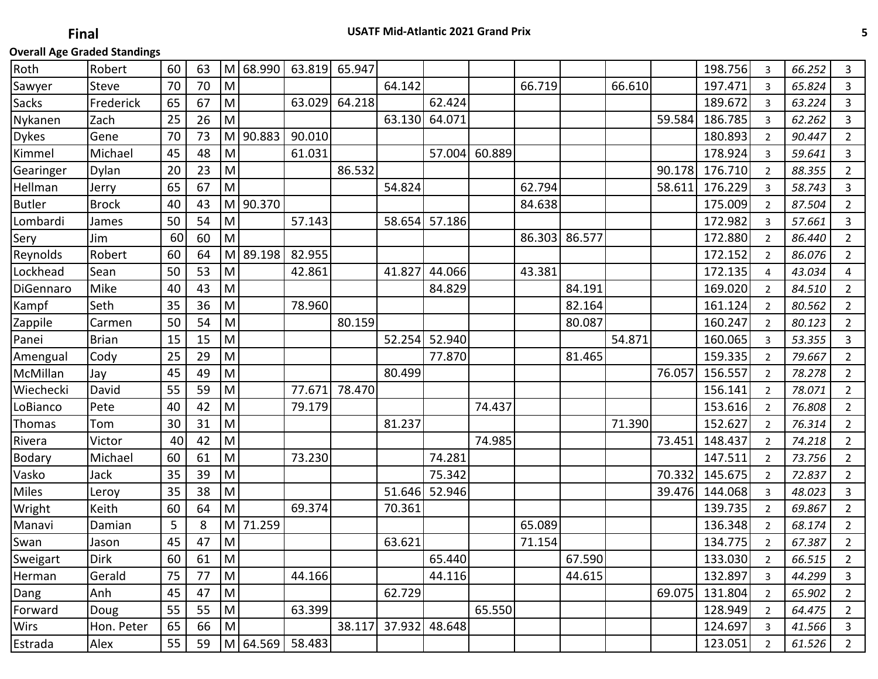**Final**

**USATF Mid-Atlantic 2021 Grand Prix**

**Overall Age Graded Standings**

| | | | | | | | | | | | | | | | | | | |
|---|---|---|---|---|---|---|---|---|---|---|---|---|---|---|---|---|---|---|
| Roth | Robert | 60 | 63 | M | 68.990 | 63.819 | 65.947 | | | | | | | | 198.756 | 3 | *66.252* | 3 |
| Sawyer | Steve | 70 | 70 | M | | | | 64.142 | | | 66.719 | | 66.610 | | 197.471 | 3 | *65.824* | 3 |
| Sacks | Frederick | 65 | 67 | M | | 63.029 | 64.218 | | 62.424 | | | | | | 189.672 | 3 | *63.224* | 3 |
| Nykanen | Zach | 25 | 26 | M | | | | 63.130 | 64.071 | | | | | 59.584 | 186.785 | 3 | *62.262* | 3 |
| Dykes | Gene | 70 | 73 | M | 90.883 | 90.010 | | | | | | | | | 180.893 | 2 | *90.447* | 2 |
| Kimmel | Michael | 45 | 48 | M | | 61.031 | | | 57.004 | 60.889 | | | | | 178.924 | 3 | *59.641* | 3 |
| Gearinger | Dylan | 20 | 23 | M | | | 86.532 | | | | | | | 90.178 | 176.710 | 2 | *88.355* | 2 |
| Hellman | Jerry | 65 | 67 | M | | | | 54.824 | | | 62.794 | | | 58.611 | 176.229 | 3 | *58.743* | 3 |
| Butler | Brock | 40 | 43 | M | 90.370 | | | | | | 84.638 | | | | 175.009 | 2 | *87.504* | 2 |
| Lombardi | James | 50 | 54 | M | | 57.143 | | 58.654 | 57.186 | | | | | | 172.982 | 3 | *57.661* | 3 |
| Sery | Jim | 60 | 60 | M | | | | | | | 86.303 | 86.577 | | | 172.880 | 2 | *86.440* | 2 |
| Reynolds | Robert | 60 | 64 | M | 89.198 | 82.955 | | | | | | | | | 172.152 | 2 | *86.076* | 2 |
| Lockhead | Sean | 50 | 53 | M | | 42.861 | | 41.827 | 44.066 | | 43.381 | | | | 172.135 | 4 | *43.034* | 4 |
| DiGennaro | Mike | 40 | 43 | M | | | | | 84.829 | | | 84.191 | | | 169.020 | 2 | *84.510* | 2 |
| Kampf | Seth | 35 | 36 | M | | 78.960 | | | | | | 82.164 | | | 161.124 | 2 | *80.562* | 2 |
| Zappile | Carmen | 50 | 54 | M | | | 80.159 | | | | | 80.087 | | | 160.247 | 2 | *80.123* | 2 |
| Panei | Brian | 15 | 15 | M | | | | 52.254 | 52.940 | | | | 54.871 | | 160.065 | 3 | *53.355* | 3 |
| Amengual | Cody | 25 | 29 | M | | | | | 77.870 | | | 81.465 | | | 159.335 | 2 | *79.667* | 2 |
| McMillan | Jay | 45 | 49 | M | | | | 80.499 | | | | | | 76.057 | 156.557 | 2 | *78.278* | 2 |
| Wiechecki | David | 55 | 59 | M | | 77.671 | 78.470 | | | | | | | | 156.141 | 2 | *78.071* | 2 |
| LoBianco | Pete | 40 | 42 | M | | 79.179 | | | | 74.437 | | | | | 153.616 | 2 | *76.808* | 2 |
| Thomas | Tom | 30 | 31 | M | | | | 81.237 | | | | | 71.390 | | 152.627 | 2 | *76.314* | 2 |
| Rivera | Victor | 40 | 42 | M | | | | | | 74.985 | | | | 73.451 | 148.437 | 2 | *74.218* | 2 |
| Bodary | Michael | 60 | 61 | M | | 73.230 | | | 74.281 | | | | | | 147.511 | 2 | *73.756* | 2 |
| Vasko | Jack | 35 | 39 | M | | | | | 75.342 | | | | | 70.332 | 145.675 | 2 | *72.837* | 2 |
| Miles | Leroy | 35 | 38 | M | | | | 51.646 | 52.946 | | | | | 39.476 | 144.068 | 3 | *48.023* | 3 |
| Wright | Keith | 60 | 64 | M | | 69.374 | | 70.361 | | | | | | | 139.735 | 2 | *69.867* | 2 |
| Manavi | Damian | 5 | 8 | M | 71.259 | | | | | | 65.089 | | | | 136.348 | 2 | *68.174* | 2 |
| Swan | Jason | 45 | 47 | M | | | | 63.621 | | | 71.154 | | | | 134.775 | 2 | *67.387* | 2 |
| Sweigart | Dirk | 60 | 61 | M | | | | | 65.440 | | | 67.590 | | | 133.030 | 2 | *66.515* | 2 |
| Herman | Gerald | 75 | 77 | M | | 44.166 | | | 44.116 | | | 44.615 | | | 132.897 | 3 | *44.299* | 3 |
| Dang | Anh | 45 | 47 | M | | | | 62.729 | | | | | | 69.075 | 131.804 | 2 | *65.902* | 2 |
| Forward | Doug | 55 | 55 | M | | 63.399 | | | | 65.550 | | | | | 128.949 | 2 | *64.475* | 2 |
| Wirs | Hon. Peter | 65 | 66 | M | | | 38.117 | 37.932 | 48.648 | | | | | | 124.697 | 3 | *41.566* | 3 |
| Estrada | Alex | 55 | 59 | M | 64.569 | 58.483 | | | | | | | | | 123.051 | 2 | *61.526* | 2 |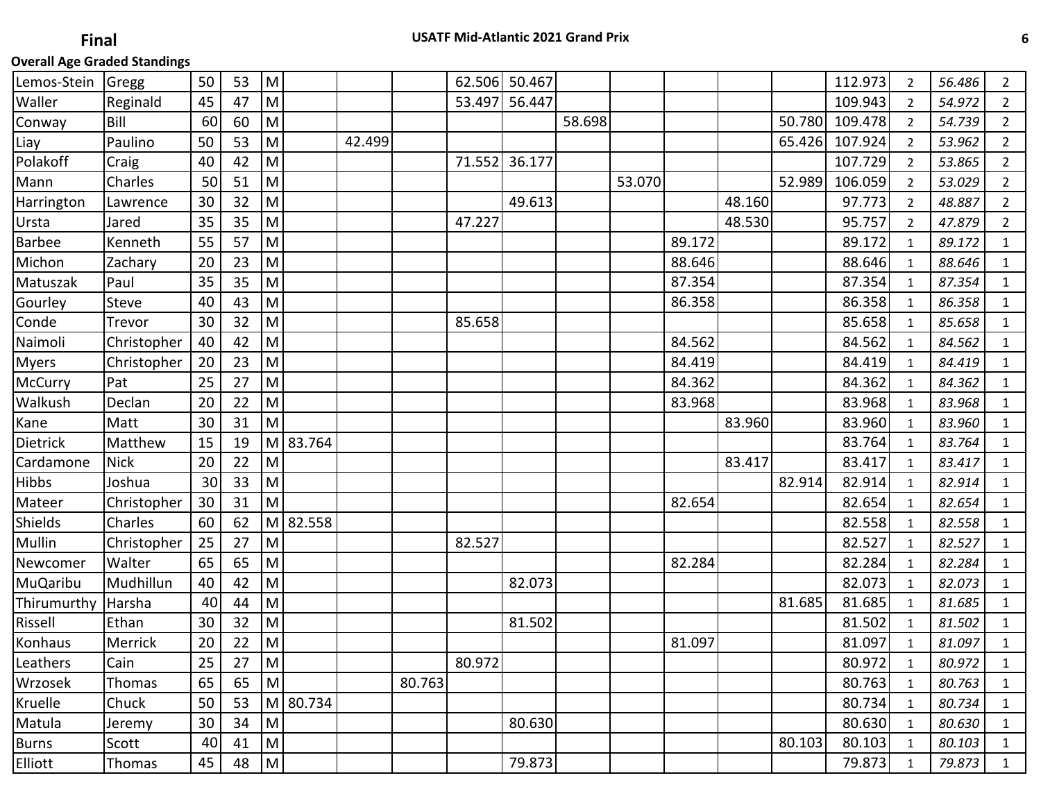**Final**

**USATF Mid-Atlantic 2021 Grand Prix**

**Overall Age Graded Standings**

| | | | | | | | | | | | | | | | | | | |
|---|---|---|---|---|---|---|---|---|---|---|---|---|---|---|---|---|---|---|
| Lemos-Stein | Gregg | 50 | 53 | M | | | | 62.506 | 50.467 | | | | | | 112.973 | 2 | *56.486* | 2 |
| Waller | Reginald | 45 | 47 | M | | | | 53.497 | 56.447 | | | | | | 109.943 | 2 | *54.972* | 2 |
| Conway | Bill | 60 | 60 | M | | | | | | 58.698 | | | | 50.780 | 109.478 | 2 | *54.739* | 2 |
| Liay | Paulino | 50 | 53 | M | | 42.499 | | | | | | | | 65.426 | 107.924 | 2 | *53.962* | 2 |
| Polakoff | Craig | 40 | 42 | M | | | | 71.552 | 36.177 | | | | | | 107.729 | 2 | *53.865* | 2 |
| Mann | Charles | 50 | 51 | M | | | | | | | 53.070 | | | 52.989 | 106.059 | 2 | *53.029* | 2 |
| Harrington | Lawrence | 30 | 32 | M | | | | | 49.613 | | | | 48.160 | | 97.773 | 2 | *48.887* | 2 |
| Ursta | Jared | 35 | 35 | M | | | | 47.227 | | | | | 48.530 | | 95.757 | 2 | *47.879* | 2 |
| Barbee | Kenneth | 55 | 57 | M | | | | | | | | 89.172 | | | 89.172 | 1 | *89.172* | 1 |
| Michon | Zachary | 20 | 23 | M | | | | | | | | 88.646 | | | 88.646 | 1 | *88.646* | 1 |
| Matuszak | Paul | 35 | 35 | M | | | | | | | | 87.354 | | | 87.354 | 1 | *87.354* | 1 |
| Gourley | Steve | 40 | 43 | M | | | | | | | | 86.358 | | | 86.358 | 1 | *86.358* | 1 |
| Conde | Trevor | 30 | 32 | M | | | | 85.658 | | | | | | | 85.658 | 1 | *85.658* | 1 |
| Naimoli | Christopher | 40 | 42 | M | | | | | | | | 84.562 | | | 84.562 | 1 | *84.562* | 1 |
| Myers | Christopher | 20 | 23 | M | | | | | | | | 84.419 | | | 84.419 | 1 | *84.419* | 1 |
| McCurry | Pat | 25 | 27 | M | | | | | | | | 84.362 | | | 84.362 | 1 | *84.362* | 1 |
| Walkush | Declan | 20 | 22 | M | | | | | | | | 83.968 | | | 83.968 | 1 | *83.968* | 1 |
| Kane | Matt | 30 | 31 | M | | | | | | | | | 83.960 | | 83.960 | 1 | *83.960* | 1 |
| Dietrick | Matthew | 15 | 19 | M | 83.764 | | | | | | | | | | 83.764 | 1 | *83.764* | 1 |
| Cardamone | Nick | 20 | 22 | M | | | | | | | | | 83.417 | | 83.417 | 1 | *83.417* | 1 |
| Hibbs | Joshua | 30 | 33 | M | | | | | | | | | | 82.914 | 82.914 | 1 | *82.914* | 1 |
| Mateer | Christopher | 30 | 31 | M | | | | | | | | 82.654 | | | 82.654 | 1 | *82.654* | 1 |
| Shields | Charles | 60 | 62 | M | 82.558 | | | | | | | | | | 82.558 | 1 | *82.558* | 1 |
| Mullin | Christopher | 25 | 27 | M | | | | 82.527 | | | | | | | 82.527 | 1 | *82.527* | 1 |
| Newcomer | Walter | 65 | 65 | M | | | | | | | | 82.284 | | | 82.284 | 1 | *82.284* | 1 |
| MuQaribu | Mudhillun | 40 | 42 | M | | | | | 82.073 | | | | | | 82.073 | 1 | *82.073* | 1 |
| Thirumurthy | Harsha | 40 | 44 | M | | | | | | | | | | 81.685 | 81.685 | 1 | *81.685* | 1 |
| Rissell | Ethan | 30 | 32 | M | | | | | 81.502 | | | | | | 81.502 | 1 | *81.502* | 1 |
| Konhaus | Merrick | 20 | 22 | M | | | | | | | | 81.097 | | | 81.097 | 1 | *81.097* | 1 |
| Leathers | Cain | 25 | 27 | M | | | | 80.972 | | | | | | | 80.972 | 1 | *80.972* | 1 |
| Wrzosek | Thomas | 65 | 65 | M | | | 80.763 | | | | | | | | 80.763 | 1 | *80.763* | 1 |
| Kruelle | Chuck | 50 | 53 | M | 80.734 | | | | | | | | | | 80.734 | 1 | *80.734* | 1 |
| Matula | Jeremy | 30 | 34 | M | | | | | 80.630 | | | | | | 80.630 | 1 | *80.630* | 1 |
| Burns | Scott | 40 | 41 | M | | | | | | | | | | 80.103 | 80.103 | 1 | *80.103* | 1 |
| Elliott | Thomas | 45 | 48 | M | | | | | 79.873 | | | | | | 79.873 | 1 | *79.873* | 1 |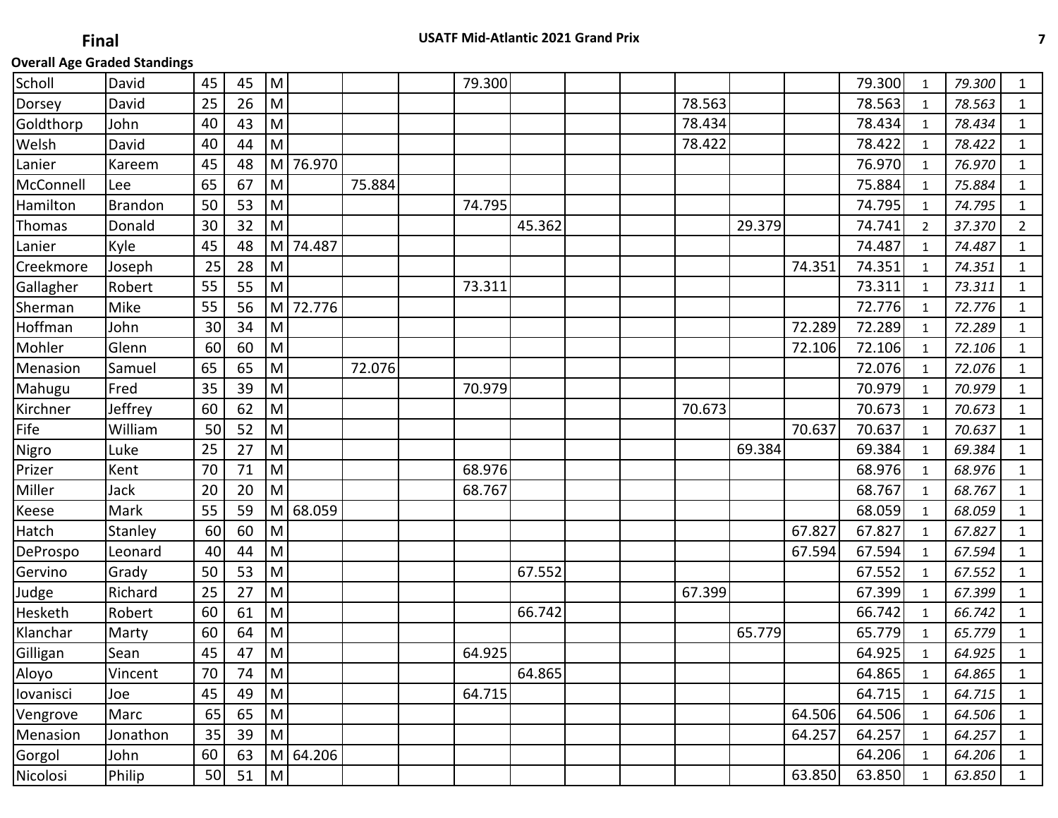**Final**

**USATF Mid-Atlantic 2021 Grand Prix**

**Overall Age Graded Standings**

| | | | | | | | | | | | | | | | | | | |
|---|---|---|---|---|---|---|---|---|---|---|---|---|---|---|---|---|---|---|
| Scholl | David | 45 | 45 | M | | | | 79.300 | | | | | | | 79.300 | 1 | *79.300* | 1 |
| Dorsey | David | 25 | 26 | M | | | | | | | | 78.563 | | | 78.563 | 1 | *78.563* | 1 |
| Goldthorp | John | 40 | 43 | M | | | | | | | | 78.434 | | | 78.434 | 1 | *78.434* | 1 |
| Welsh | David | 40 | 44 | M | | | | | | | | 78.422 | | | 78.422 | 1 | *78.422* | 1 |
| Lanier | Kareem | 45 | 48 | M | 76.970 | | | | | | | | | | 76.970 | 1 | *76.970* | 1 |
| McConnell | Lee | 65 | 67 | M | | 75.884 | | | | | | | | | 75.884 | 1 | *75.884* | 1 |
| Hamilton | Brandon | 50 | 53 | M | | | | 74.795 | | | | | | | 74.795 | 1 | *74.795* | 1 |
| Thomas | Donald | 30 | 32 | M | | | | | 45.362 | | | | 29.379 | | 74.741 | 2 | *37.370* | 2 |
| Lanier | Kyle | 45 | 48 | M | 74.487 | | | | | | | | | | 74.487 | 1 | *74.487* | 1 |
| Creekmore | Joseph | 25 | 28 | M | | | | | | | | | | 74.351 | 74.351 | 1 | *74.351* | 1 |
| Gallagher | Robert | 55 | 55 | M | | | | 73.311 | | | | | | | 73.311 | 1 | *73.311* | 1 |
| Sherman | Mike | 55 | 56 | M | 72.776 | | | | | | | | | | 72.776 | 1 | *72.776* | 1 |
| Hoffman | John | 30 | 34 | M | | | | | | | | | | 72.289 | 72.289 | 1 | *72.289* | 1 |
| Mohler | Glenn | 60 | 60 | M | | | | | | | | | | 72.106 | 72.106 | 1 | *72.106* | 1 |
| Menasion | Samuel | 65 | 65 | M | | 72.076 | | | | | | | | | 72.076 | 1 | *72.076* | 1 |
| Mahugu | Fred | 35 | 39 | M | | | | 70.979 | | | | | | | 70.979 | 1 | *70.979* | 1 |
| Kirchner | Jeffrey | 60 | 62 | M | | | | | | | | 70.673 | | | 70.673 | 1 | *70.673* | 1 |
| Fife | William | 50 | 52 | M | | | | | | | | | | 70.637 | 70.637 | 1 | *70.637* | 1 |
| Nigro | Luke | 25 | 27 | M | | | | | | | | | 69.384 | | 69.384 | 1 | *69.384* | 1 |
| Prizer | Kent | 70 | 71 | M | | | | 68.976 | | | | | | | 68.976 | 1 | *68.976* | 1 |
| Miller | Jack | 20 | 20 | M | | | | 68.767 | | | | | | | 68.767 | 1 | *68.767* | 1 |
| Keese | Mark | 55 | 59 | M | 68.059 | | | | | | | | | | 68.059 | 1 | *68.059* | 1 |
| Hatch | Stanley | 60 | 60 | M | | | | | | | | | | 67.827 | 67.827 | 1 | *67.827* | 1 |
| DeProspo | Leonard | 40 | 44 | M | | | | | | | | | | 67.594 | 67.594 | 1 | *67.594* | 1 |
| Gervino | Grady | 50 | 53 | M | | | | | 67.552 | | | | | | 67.552 | 1 | *67.552* | 1 |
| Judge | Richard | 25 | 27 | M | | | | | | | | 67.399 | | | 67.399 | 1 | *67.399* | 1 |
| Hesketh | Robert | 60 | 61 | M | | | | | 66.742 | | | | | | 66.742 | 1 | *66.742* | 1 |
| Klanchar | Marty | 60 | 64 | M | | | | | | | | | 65.779 | | 65.779 | 1 | *65.779* | 1 |
| Gilligan | Sean | 45 | 47 | M | | | | 64.925 | | | | | | | 64.925 | 1 | *64.925* | 1 |
| Aloyo | Vincent | 70 | 74 | M | | | | | 64.865 | | | | | | 64.865 | 1 | *64.865* | 1 |
| Iovanisci | Joe | 45 | 49 | M | | | | 64.715 | | | | | | | 64.715 | 1 | *64.715* | 1 |
| Vengrove | Marc | 65 | 65 | M | | | | | | | | | | 64.506 | 64.506 | 1 | *64.506* | 1 |
| Menasion | Jonathon | 35 | 39 | M | | | | | | | | | | 64.257 | 64.257 | 1 | *64.257* | 1 |
| Gorgol | John | 60 | 63 | M | 64.206 | | | | | | | | | | 64.206 | 1 | *64.206* | 1 |
| Nicolosi | Philip | 50 | 51 | M | | | | | | | | | | 63.850 | 63.850 | 1 | *63.850* | 1 |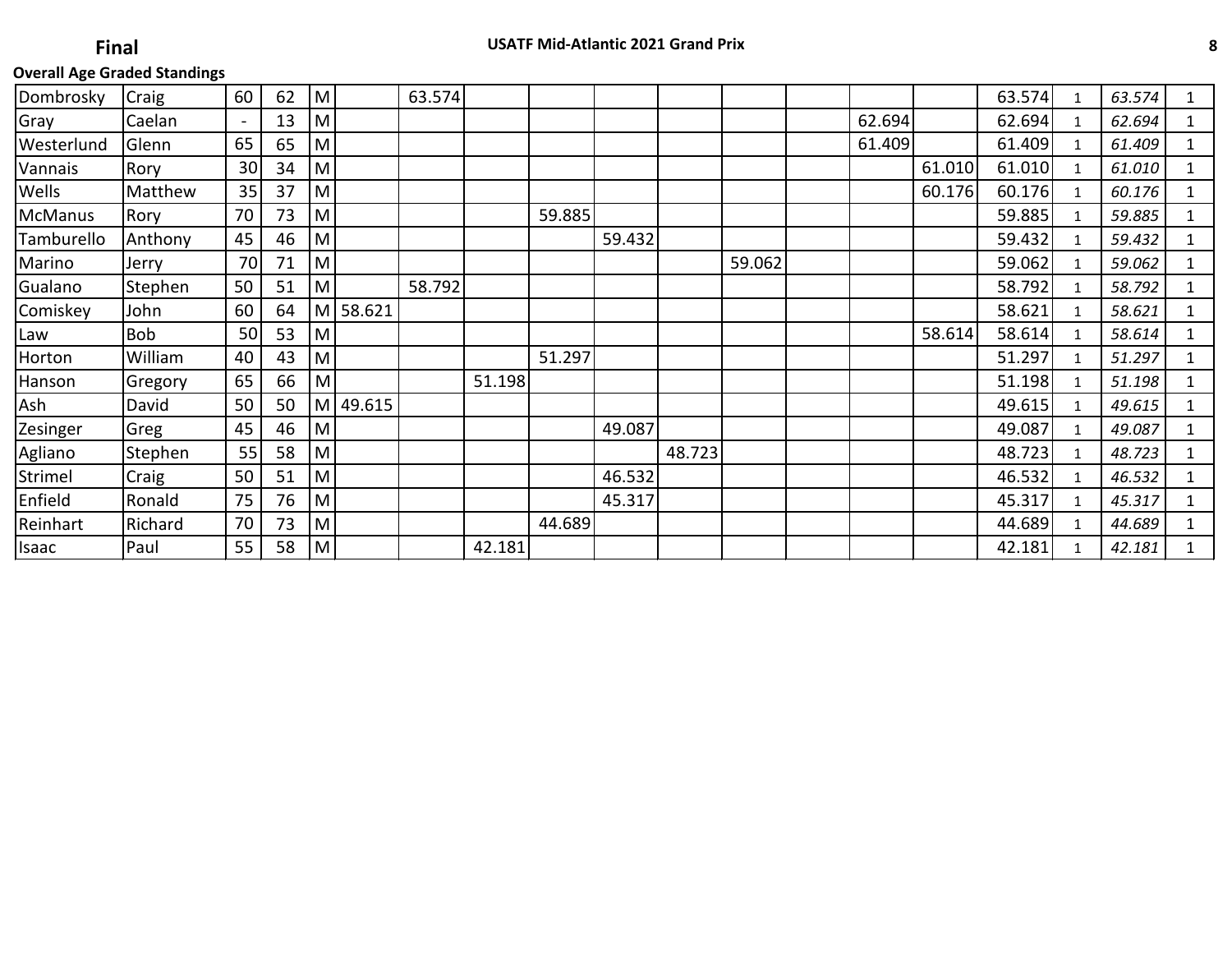**Final**

**USATF Mid-Atlantic 2021 Grand Prix**

**Overall Age Graded Standings**

| | | | | | | | | | | | | | | | | | | |
|---|---|---|---|---|---|---|---|---|---|---|---|---|---|---|---|---|---|---|
| Dombrosky | Craig | 60 | 62 | M | | 63.574 | | | | | | | | | 63.574 | 1 | *63.574* | 1 |
| Gray | Caelan | - | 13 | M | | | | | | | | | 62.694 | | 62.694 | 1 | *62.694* | 1 |
| Westerlund | Glenn | 65 | 65 | M | | | | | | | | | 61.409 | | 61.409 | 1 | *61.409* | 1 |
| Vannais | Rory | 30 | 34 | M | | | | | | | | | | 61.010 | 61.010 | 1 | *61.010* | 1 |
| Wells | Matthew | 35 | 37 | M | | | | | | | | | | 60.176 | 60.176 | 1 | *60.176* | 1 |
| McManus | Rory | 70 | 73 | M | | | | 59.885 | | | | | | | 59.885 | 1 | *59.885* | 1 |
| Tamburello | Anthony | 45 | 46 | M | | | | | 59.432 | | | | | | 59.432 | 1 | *59.432* | 1 |
| Marino | Jerry | 70 | 71 | M | | | | | | | 59.062 | | | | 59.062 | 1 | *59.062* | 1 |
| Gualano | Stephen | 50 | 51 | M | | 58.792 | | | | | | | | | 58.792 | 1 | *58.792* | 1 |
| Comiskey | John | 60 | 64 | M | 58.621 | | | | | | | | | | 58.621 | 1 | *58.621* | 1 |
| Law | Bob | 50 | 53 | M | | | | | | | | | | 58.614 | 58.614 | 1 | *58.614* | 1 |
| Horton | William | 40 | 43 | M | | | | 51.297 | | | | | | | 51.297 | 1 | *51.297* | 1 |
| Hanson | Gregory | 65 | 66 | M | | | 51.198 | | | | | | | | 51.198 | 1 | *51.198* | 1 |
| Ash | David | 50 | 50 | M | 49.615 | | | | | | | | | | 49.615 | 1 | *49.615* | 1 |
| Zesinger | Greg | 45 | 46 | M | | | | | 49.087 | | | | | | 49.087 | 1 | *49.087* | 1 |
| Agliano | Stephen | 55 | 58 | M | | | | | | 48.723 | | | | | 48.723 | 1 | *48.723* | 1 |
| Strimel | Craig | 50 | 51 | M | | | | | 46.532 | | | | | | 46.532 | 1 | *46.532* | 1 |
| Enfield | Ronald | 75 | 76 | M | | | | | 45.317 | | | | | | 45.317 | 1 | *45.317* | 1 |
| Reinhart | Richard | 70 | 73 | M | | | | 44.689 | | | | | | | 44.689 | 1 | *44.689* | 1 |
| Isaac | Paul | 55 | 58 | M | | | 42.181 | | | | | | | | 42.181 | 1 | *42.181* | 1 |